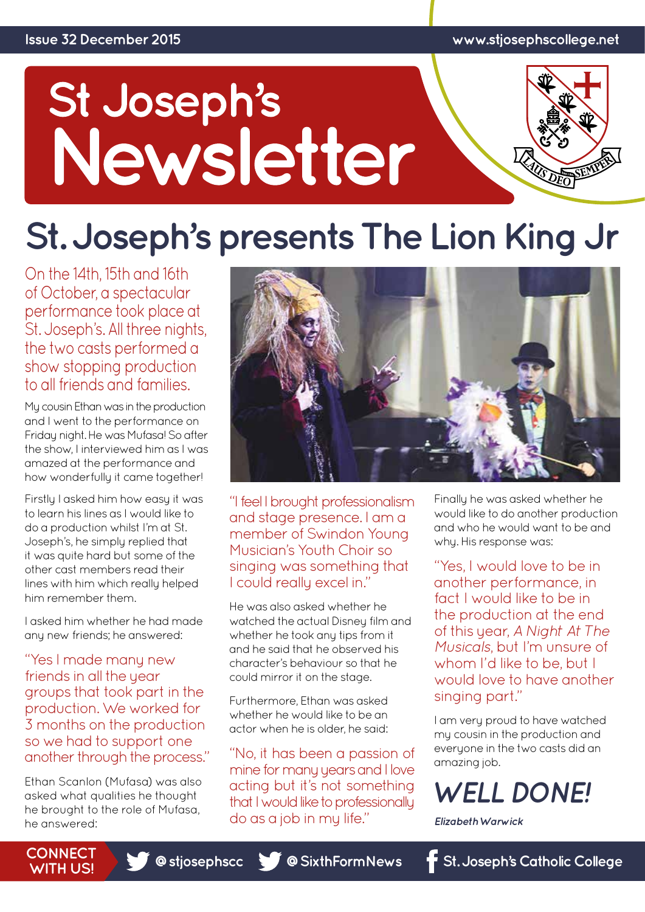Issue 32 December 2015

www.stjosephscollege.net

# St Joseph's Newsletter

LAUS DEO SEMPER

## St. Joseph's presents The Lion King Jr

On the 14th, 15th and 16th of October, a spectacular performance took place at St. Joseph's. All three nights, the two casts performed a show stopping production to all friends and families.

My cousin Ethan was in the production and I went to the performance on Friday night. He was Mufasa! So after the show, I interviewed him as I was amazed at the performance and how wonderfully it came together!

Firstly I asked him how easy it was to learn his lines as I would like to do a production whilst I'm at St. Joseph's, he simply replied that it was quite hard but some of the other cast members read their lines with him which really helped him remember them.

I asked him whether he had made any new friends; he answered:

"Yes I made many new friends in all the year groups that took part in the production. We worked for 3 months on the production so we had to support one another through the process."

Ethan Scanlon (Mufasa) was also asked what qualities he thought he brought to the role of Mufasa, he answered:

"I feel I brought professionalism and stage presence. I am a member of Swindon Young Musician's Youth Choir so singing was something that I could really excel in."

He was also asked whether he watched the actual Disney film and whether he took any tips from it and he said that he observed his character's behaviour so that he could mirror it on the stage.

Furthermore, Ethan was asked whether he would like to be an actor when he is older, he said:

"No, it has been a passion of mine for many years and I love acting but it's not something that I would like to professionally do as a job in my life."

Finally he was asked whether he would like to do another production and who he would want to be and why. His response was:

"Yes, I would love to be in another performance, in fact I would like to be in the production at the end of this year, *A Night At The Musicals*, but I'm unsure of whom I'd like to be, but I would love to have another singing part."

I am very proud to have watched my cousin in the production and everyone in the two casts did an amazing job.

***WELL DONE!***

***Elizabeth Warwick***

CONNECT WITH US! @stjosephscc @SixthFormNews St. Joseph's Catholic College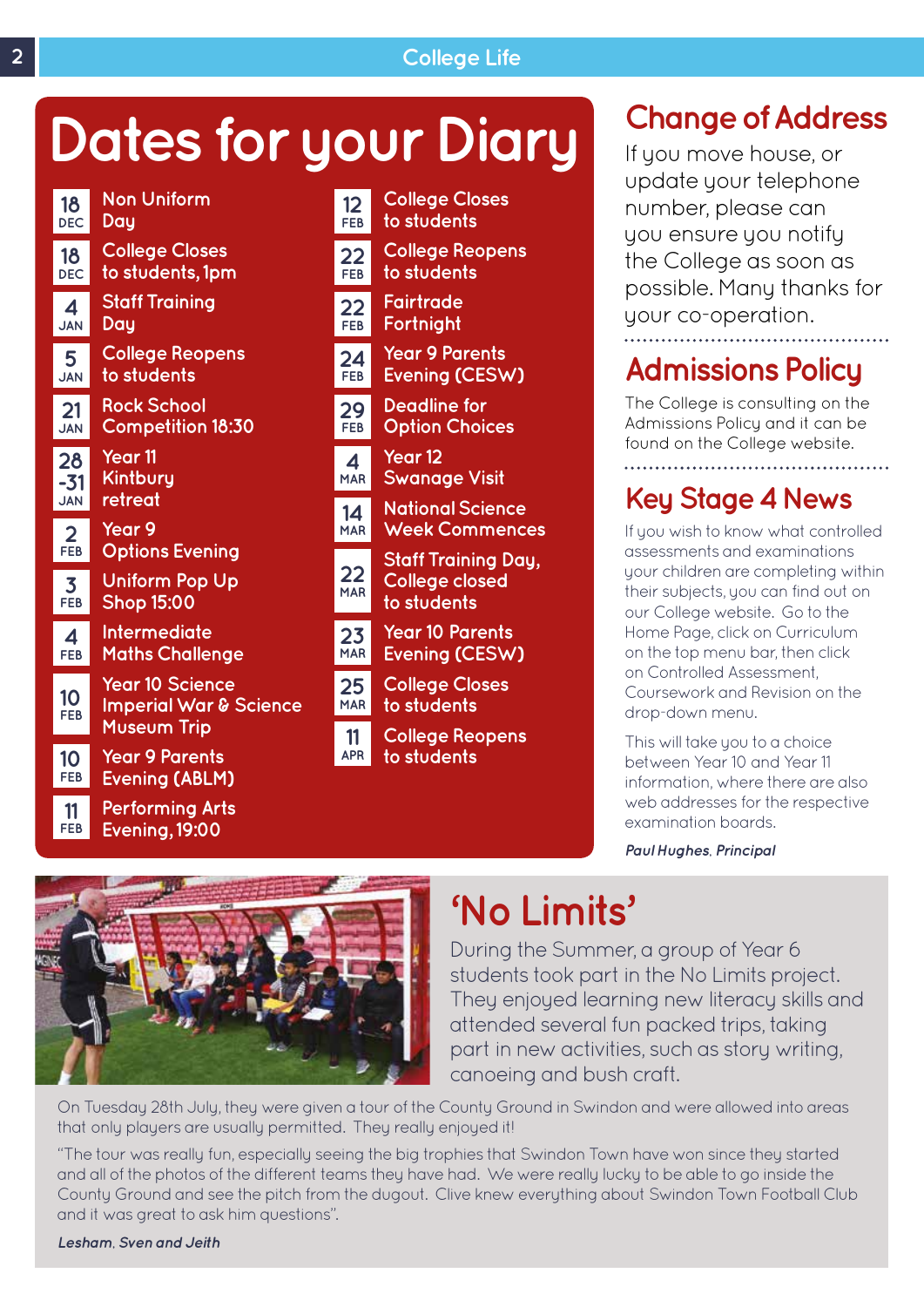# Dates for your Diary

| Date | Event |
|---|---|
| 18 DEC | Non Uniform Day |
| 18 DEC | College Closes to students, 1pm |
| 4 JAN | Staff Training Day |
| 5 JAN | College Reopens to students |
| 21 JAN | Rock School Competition 18:30 |
| 28-31 JAN | Year 11 Kintbury retreat |
| 2 FEB | Year 9 Options Evening |
| 3 FEB | Uniform Pop Up Shop 15:00 |
| 4 FEB | Intermediate Maths Challenge |
| 10 FEB | Year 10 Science Imperial War & Science Museum Trip |
| 10 FEB | Year 9 Parents Evening (ABLM) |
| 11 FEB | Performing Arts Evening, 19:00 |
| 12 FEB | College Closes to students |
| 22 FEB | College Reopens to students |
| 22 FEB | Fairtrade Fortnight |
| 24 FEB | Year 9 Parents Evening (CESW) |
| 29 FEB | Deadline for Option Choices |
| 4 MAR | Year 12 Swanage Visit |
| 14 MAR | National Science Week Commences |
| 22 MAR | Staff Training Day, College closed to students |
| 23 MAR | Year 10 Parents Evening (CESW) |
| 25 MAR | College Closes to students |
| 11 APR | College Reopens to students |

## Change of Address

If you move house, or update your telephone number, please can you ensure you notify the College as soon as possible. Many thanks for your co-operation.

## Admissions Policy

The College is consulting on the Admissions Policy and it can be found on the College website.

## Key Stage 4 News

If you wish to know what controlled assessments and examinations your children are completing within their subjects, you can find out on our College website. Go to the Home Page, click on Curriculum on the top menu bar, then click on Controlled Assessment, Coursework and Revision on the drop-down menu.

This will take you to a choice between Year 10 and Year 11 information, where there are also web addresses for the respective examination boards.

***Paul Hughes**, Principal*

## 'No Limits'

During the Summer, a group of Year 6 students took part in the No Limits project. They enjoyed learning new literacy skills and attended several fun packed trips, taking part in new activities, such as story writing, canoeing and bush craft.

On Tuesday 28th July, they were given a tour of the County Ground in Swindon and were allowed into areas that only players are usually permitted. They really enjoyed it!

"The tour was really fun, especially seeing the big trophies that Swindon Town have won since they started and all of the photos of the different teams they have had. We were really lucky to be able to go inside the County Ground and see the pitch from the dugout. Clive knew everything about Swindon Town Football Club and it was great to ask him questions".

***Lesham, Sven and Jeith***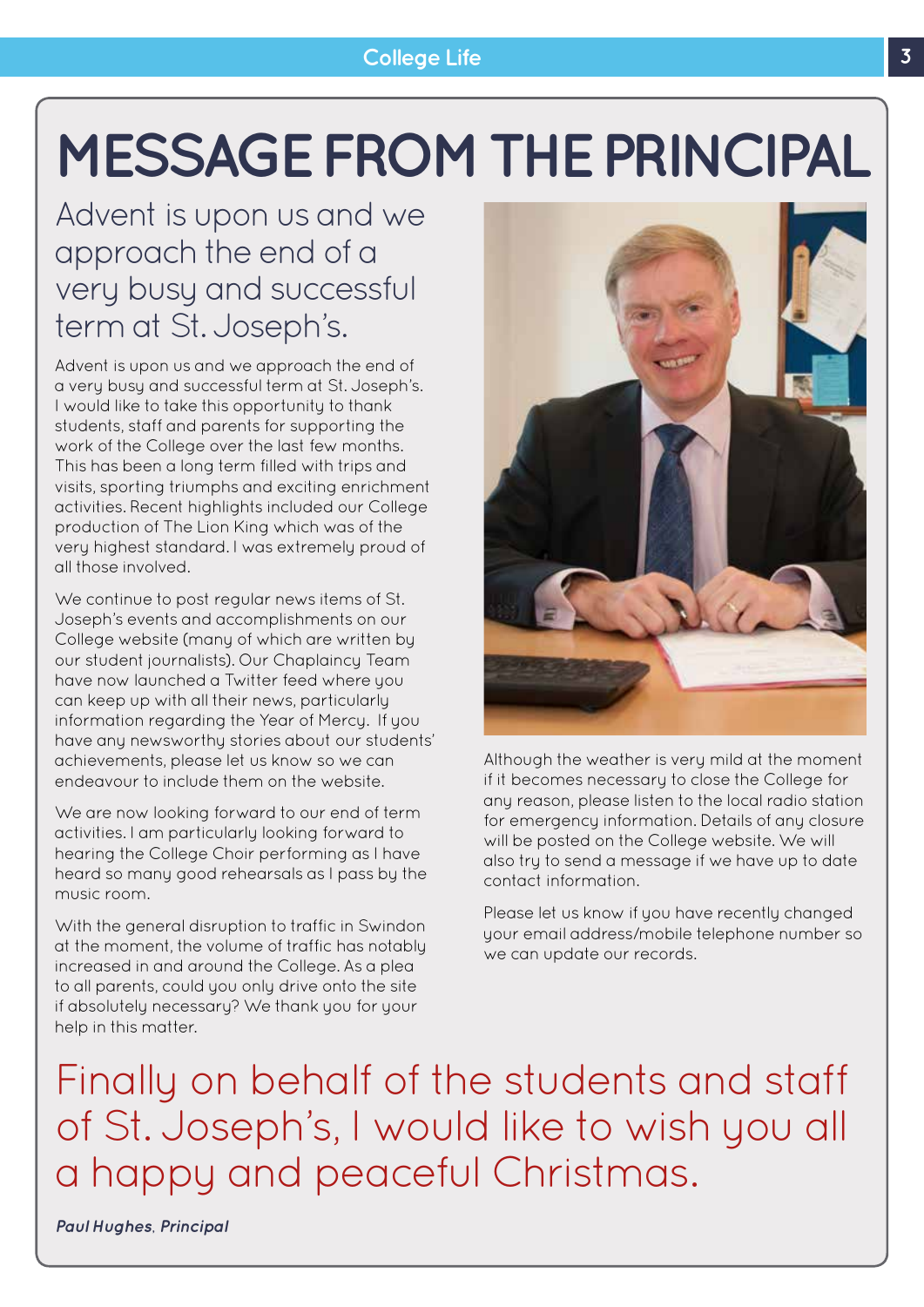# MESSAGE FROM THE PRINCIPAL

## Advent is upon us and we approach the end of a very busy and successful term at St. Joseph's.

Advent is upon us and we approach the end of a very busy and successful term at St. Joseph's. I would like to take this opportunity to thank students, staff and parents for supporting the work of the College over the last few months. This has been a long term filled with trips and visits, sporting triumphs and exciting enrichment activities. Recent highlights included our College production of The Lion King which was of the very highest standard. I was extremely proud of all those involved.

We continue to post regular news items of St. Joseph's events and accomplishments on our College website (many of which are written by our student journalists). Our Chaplaincy Team have now launched a Twitter feed where you can keep up with all their news, particularly information regarding the Year of Mercy. If you have any newsworthy stories about our students' achievements, please let us know so we can endeavour to include them on the website.

We are now looking forward to our end of term activities. I am particularly looking forward to hearing the College Choir performing as I have heard so many good rehearsals as I pass by the music room.

With the general disruption to traffic in Swindon at the moment, the volume of traffic has notably increased in and around the College. As a plea to all parents, could you only drive onto the site if absolutely necessary? We thank you for your help in this matter.

Although the weather is very mild at the moment if it becomes necessary to close the College for any reason, please listen to the local radio station for emergency information. Details of any closure will be posted on the College website. We will also try to send a message if we have up to date contact information.

Please let us know if you have recently changed your email address/mobile telephone number so we can update our records.

## Finally on behalf of the students and staff of St. Joseph's, I would like to wish you all a happy and peaceful Christmas.

***Paul Hughes**, Principal*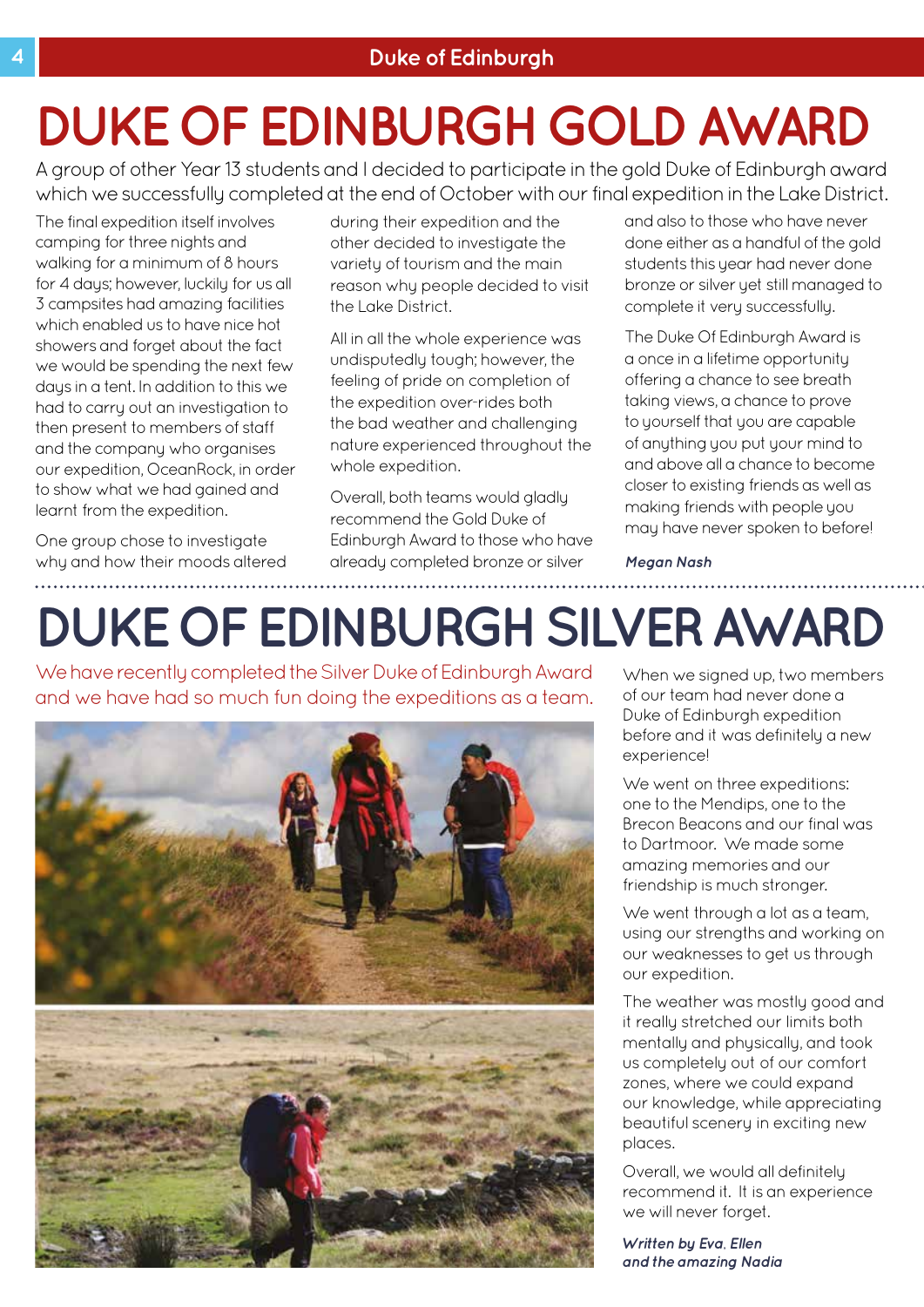# DUKE OF EDINBURGH GOLD AWARD

A group of other Year 13 students and I decided to participate in the gold Duke of Edinburgh award which we successfully completed at the end of October with our final expedition in the Lake District.

The final expedition itself involves camping for three nights and walking for a minimum of 8 hours for 4 days; however, luckily for us all 3 campsites had amazing facilities which enabled us to have nice hot showers and forget about the fact we would be spending the next few days in a tent. In addition to this we had to carry out an investigation to then present to members of staff and the company who organises our expedition, OceanRock, in order to show what we had gained and learnt from the expedition.

One group chose to investigate why and how their moods altered during their expedition and the other decided to investigate the variety of tourism and the main reason why people decided to visit the Lake District.

All in all the whole experience was undisputedly tough; however, the feeling of pride on completion of the expedition over-rides both the bad weather and challenging nature experienced throughout the whole expedition.

Overall, both teams would gladly recommend the Gold Duke of Edinburgh Award to those who have already completed bronze or silver and also to those who have never done either as a handful of the gold students this year had never done bronze or silver yet still managed to complete it very successfully.

The Duke Of Edinburgh Award is a once in a lifetime opportunity offering a chance to see breath taking views, a chance to prove to yourself that you are capable of anything you put your mind to and above all a chance to become closer to existing friends as well as making friends with people you may have never spoken to before!

***Megan Nash***

# DUKE OF EDINBURGH SILVER AWARD

We have recently completed the Silver Duke of Edinburgh Award and we have had so much fun doing the expeditions as a team.

When we signed up, two members of our team had never done a Duke of Edinburgh expedition before and it was definitely a new experience!

We went on three expeditions: one to the Mendips, one to the Brecon Beacons and our final was to Dartmoor. We made some amazing memories and our friendship is much stronger.

We went through a lot as a team, using our strengths and working on our weaknesses to get us through our expedition.

The weather was mostly good and it really stretched our limits both mentally and physically, and took us completely out of our comfort zones, where we could expand our knowledge, while appreciating beautiful scenery in exciting new places.

Overall, we would all definitely recommend it. It is an experience we will never forget.

***Written by Eva, Ellen and the amazing Nadia***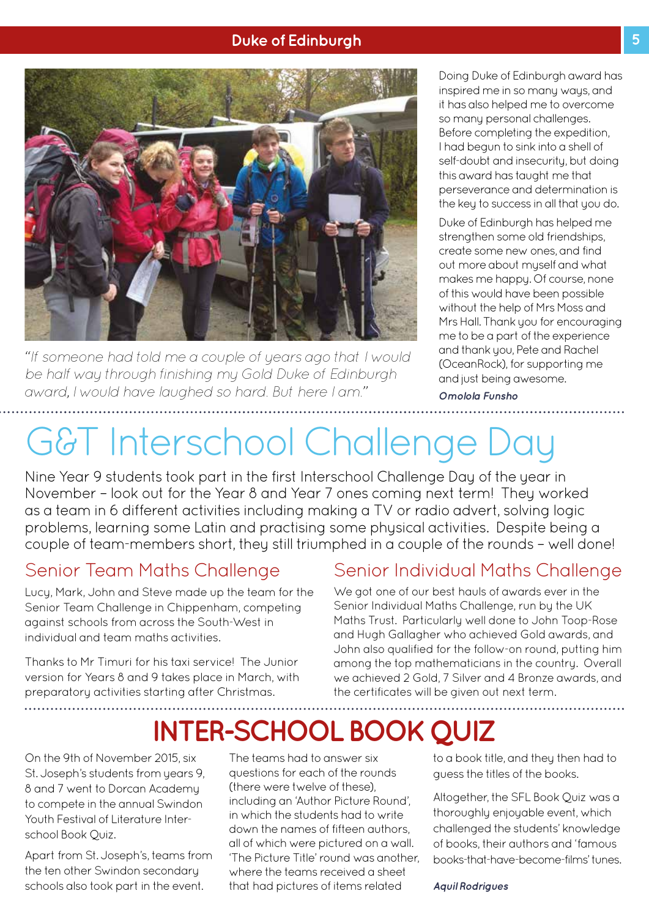## Duke of Edinburgh

*"If someone had told me a couple of years ago that I would be half way through finishing my Gold Duke of Edinburgh award, I would have laughed so hard. But here I am."*

Doing Duke of Edinburgh award has inspired me in so many ways, and it has also helped me to overcome so many personal challenges. Before completing the expedition, I had begun to sink into a shell of self-doubt and insecurity, but doing this award has taught me that perseverance and determination is the key to success in all that you do.

Duke of Edinburgh has helped me strengthen some old friendships, create some new ones, and find out more about myself and what makes me happy. Of course, none of this would have been possible without the help of Mrs Moss and Mrs Hall. Thank you for encouraging me to be a part of the experience and thank you, Pete and Rachel (OceanRock), for supporting me and just being awesome.

***Omolola Funsho***

# G&T Interschool Challenge Day

Nine Year 9 students took part in the first Interschool Challenge Day of the year in November – look out for the Year 8 and Year 7 ones coming next term! They worked as a team in 6 different activities including making a TV or radio advert, solving logic problems, learning some Latin and practising some physical activities. Despite being a couple of team-members short, they still triumphed in a couple of the rounds – well done!

## Senior Team Maths Challenge

Lucy, Mark, John and Steve made up the team for the Senior Team Challenge in Chippenham, competing against schools from across the South-West in individual and team maths activities.

Thanks to Mr Timuri for his taxi service! The Junior version for Years 8 and 9 takes place in March, with preparatory activities starting after Christmas.

## Senior Individual Maths Challenge

We got one of our best hauls of awards ever in the Senior Individual Maths Challenge, run by the UK Maths Trust. Particularly well done to John Toop-Rose and Hugh Gallagher who achieved Gold awards, and John also qualified for the follow-on round, putting him among the top mathematicians in the country. Overall we achieved 2 Gold, 7 Silver and 4 Bronze awards, and the certificates will be given out next term.

# INTER-SCHOOL BOOK QUIZ

On the 9th of November 2015, six St. Joseph's students from years 9, 8 and 7 went to Dorcan Academy to compete in the annual Swindon Youth Festival of Literature Inter-school Book Quiz.

Apart from St. Joseph's, teams from the ten other Swindon secondary schools also took part in the event.

The teams had to answer six questions for each of the rounds (there were twelve of these), including an 'Author Picture Round', in which the students had to write down the names of fifteen authors, all of which were pictured on a wall. 'The Picture Title' round was another, where the teams received a sheet that had pictures of items related to a book title, and they then had to guess the titles of the books.

Altogether, the SFL Book Quiz was a thoroughly enjoyable event, which challenged the students' knowledge of books, their authors and 'famous books-that-have-become-films' tunes.

***Aquil Rodrigues***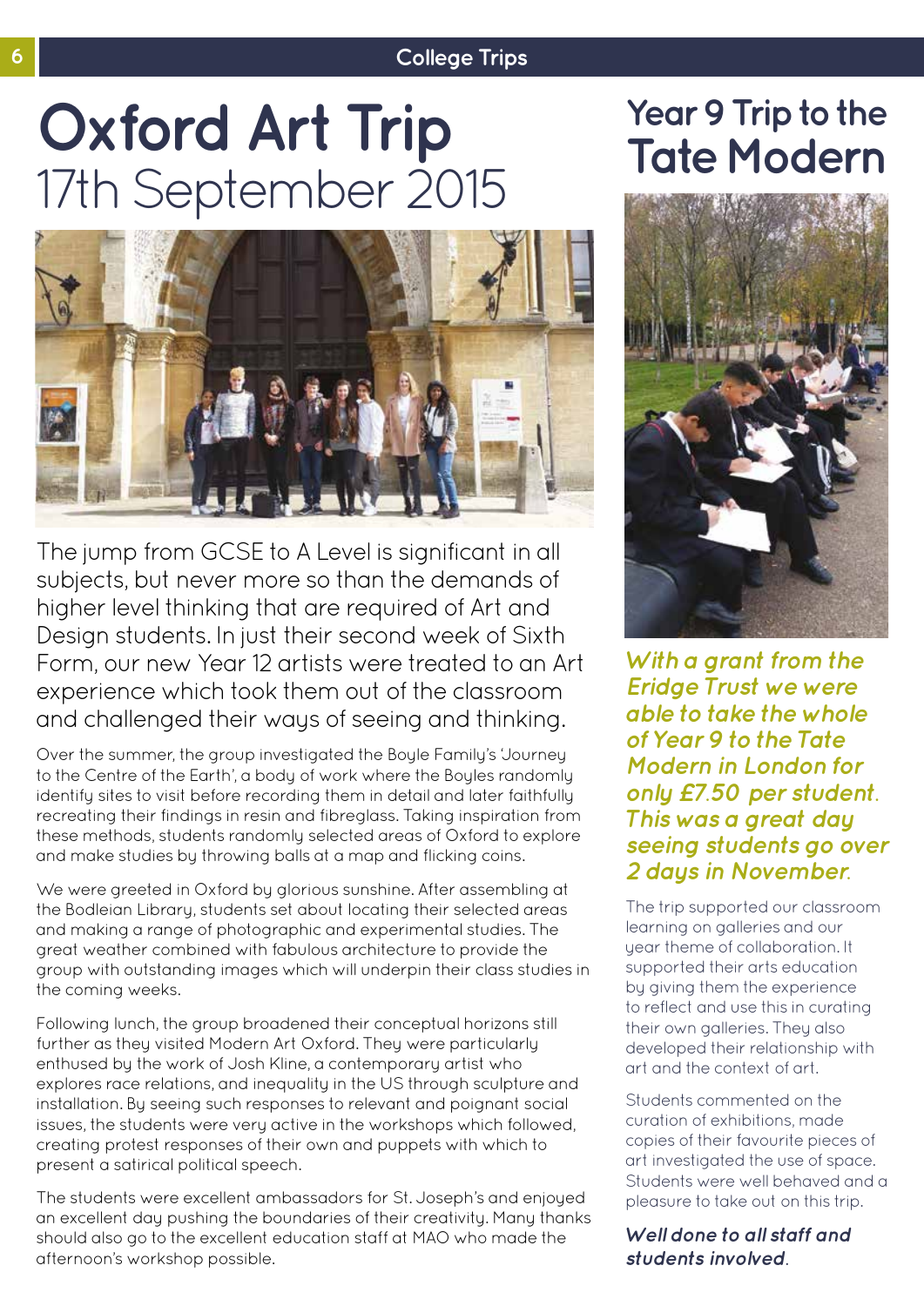# Oxford Art Trip
## 17th September 2015

The jump from GCSE to A Level is significant in all subjects, but never more so than the demands of higher level thinking that are required of Art and Design students. In just their second week of Sixth Form, our new Year 12 artists were treated to an Art experience which took them out of the classroom and challenged their ways of seeing and thinking.

Over the summer, the group investigated the Boyle Family's 'Journey to the Centre of the Earth', a body of work where the Boyles randomly identify sites to visit before recording them in detail and later faithfully recreating their findings in resin and fibreglass. Taking inspiration from these methods, students randomly selected areas of Oxford to explore and make studies by throwing balls at a map and flicking coins.

We were greeted in Oxford by glorious sunshine. After assembling at the Bodleian Library, students set about locating their selected areas and making a range of photographic and experimental studies. The great weather combined with fabulous architecture to provide the group with outstanding images which will underpin their class studies in the coming weeks.

Following lunch, the group broadened their conceptual horizons still further as they visited Modern Art Oxford. They were particularly enthused by the work of Josh Kline, a contemporary artist who explores race relations, and inequality in the US through sculpture and installation. By seeing such responses to relevant and poignant social issues, the students were very active in the workshops which followed, creating protest responses of their own and puppets with which to present a satirical political speech.

The students were excellent ambassadors for St. Joseph's and enjoyed an excellent day pushing the boundaries of their creativity. Many thanks should also go to the excellent education staff at MAO who made the afternoon's workshop possible.

# Year 9 Trip to the Tate Modern

***With a grant from the Eridge Trust we were able to take the whole of Year 9 to the Tate Modern in London for only £7.50 per student. This was a great day seeing students go over 2 days in November.***

The trip supported our classroom learning on galleries and our year theme of collaboration. It supported their arts education by giving them the experience to reflect and use this in curating their own galleries. They also developed their relationship with art and the context of art.

Students commented on the curation of exhibitions, made copies of their favourite pieces of art investigated the use of space. Students were well behaved and a pleasure to take out on this trip.

***Well done to all staff and students involved.***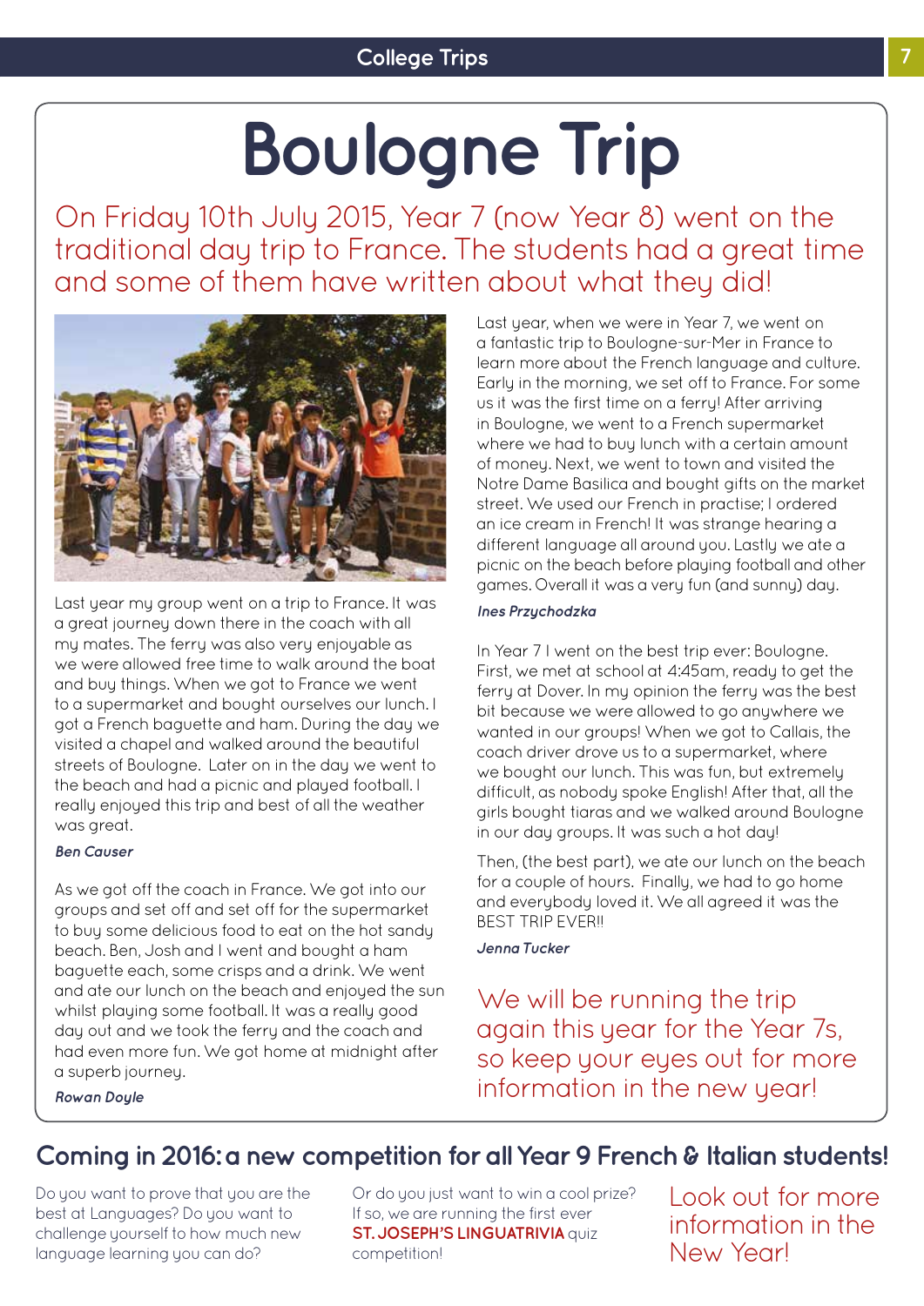# Boulogne Trip

On Friday 10th July 2015, Year 7 (now Year 8) went on the traditional day trip to France. The students had a great time and some of them have written about what they did!

Last year my group went on a trip to France. It was a great journey down there in the coach with all my mates. The ferry was also very enjoyable as we were allowed free time to walk around the boat and buy things. When we got to France we went to a supermarket and bought ourselves our lunch. I got a French baguette and ham. During the day we visited a chapel and walked around the beautiful streets of Boulogne. Later on in the day we went to the beach and had a picnic and played football. I really enjoyed this trip and best of all the weather was great.

***Ben Causer***

As we got off the coach in France. We got into our groups and set off and set off for the supermarket to buy some delicious food to eat on the hot sandy beach. Ben, Josh and I went and bought a ham baguette each, some crisps and a drink. We went and ate our lunch on the beach and enjoyed the sun whilst playing some football. It was a really good day out and we took the ferry and the coach and had even more fun. We got home at midnight after a superb journey.

***Rowan Doyle***

Last year, when we were in Year 7, we went on a fantastic trip to Boulogne-sur-Mer in France to learn more about the French language and culture. Early in the morning, we set off to France. For some us it was the first time on a ferry! After arriving in Boulogne, we went to a French supermarket where we had to buy lunch with a certain amount of money. Next, we went to town and visited the Notre Dame Basilica and bought gifts on the market street. We used our French in practise; I ordered an ice cream in French! It was strange hearing a different language all around you. Lastly we ate a picnic on the beach before playing football and other games. Overall it was a very fun (and sunny) day.

***Ines Przychodzka***

In Year 7 I went on the best trip ever: Boulogne. First, we met at school at 4:45am, ready to get the ferry at Dover. In my opinion the ferry was the best bit because we were allowed to go anywhere we wanted in our groups! When we got to Callais, the coach driver drove us to a supermarket, where we bought our lunch. This was fun, but extremely difficult, as nobody spoke English! After that, all the girls bought tiaras and we walked around Boulogne in our day groups. It was such a hot day!

Then, (the best part), we ate our lunch on the beach for a couple of hours. Finally, we had to go home and everybody loved it. We all agreed it was the BEST TRIP EVER!!

***Jenna Tucker***

We will be running the trip again this year for the Year 7s, so keep your eyes out for more information in the new year!

## Coming in 2016: a new competition for all Year 9 French & Italian students!

Do you want to prove that you are the best at Languages? Do you want to challenge yourself to how much new language learning you can do?

Or do you just want to win a cool prize? If so, we are running the first ever **ST. JOSEPH'S LINGUATRIVIA** quiz competition!

Look out for more information in the New Year!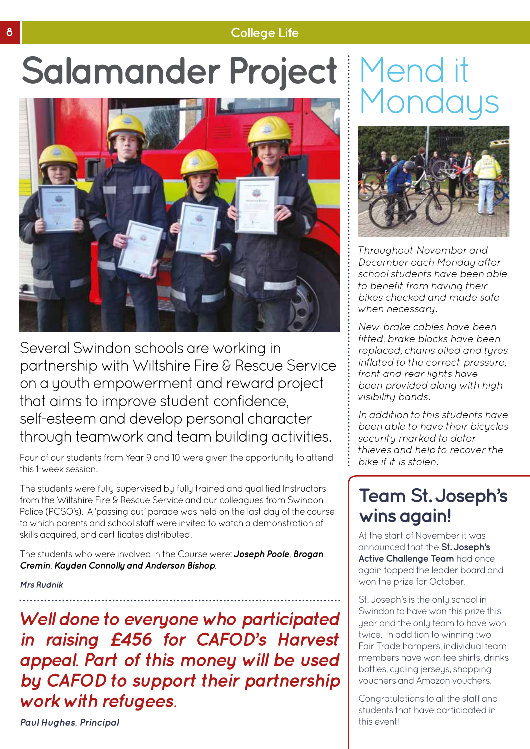# Salamander Project

Several Swindon schools are working in partnership with Wiltshire Fire & Rescue Service on a youth empowerment and reward project that aims to improve student confidence, self-esteem and develop personal character through teamwork and team building activities.

Four of our students from Year 9 and 10 were given the opportunity to attend this 1-week session.

The students were fully supervised by fully trained and qualified Instructors from the Wiltshire Fire & Rescue Service and our colleagues from Swindon Police (PCSO's). A 'passing out' parade was held on the last day of the course to which parents and school staff were invited to watch a demonstration of skills acquired, and certificates distributed.

The students who were involved in the Course were: ***Joseph Poole, Brogan Cremin, Kayden Connolly and Anderson Bishop***.

***Mrs Rudnik***

***Well done to everyone who participated in raising £456 for CAFOD's Harvest appeal. Part of this money will be used by CAFOD to support their partnership work with refugees.***

***Paul Hughes, Principal***

# Mend it Mondays

*Throughout November and December each Monday after school students have been able to benefit from having their bikes checked and made safe when necessary.*

*New brake cables have been fitted, brake blocks have been replaced, chains oiled and tyres inflated to the correct pressure, front and rear lights have been provided along with high visibility bands.*

*In addition to this students have been able to have their bicycles security marked to deter thieves and help to recover the bike if it is stolen.*

## Team St. Joseph's wins again!

At the start of November it was announced that the **St. Joseph's Active Challenge Team** had once again topped the leader board and won the prize for October.

St. Joseph's is the only school in Swindon to have won this prize this year and the only team to have won twice. In addition to winning two Fair Trade hampers, individual team members have won tee shirts, drinks bottles, cycling jerseys, shopping vouchers and Amazon vouchers.

Congratulations to all the staff and students that have participated in this event!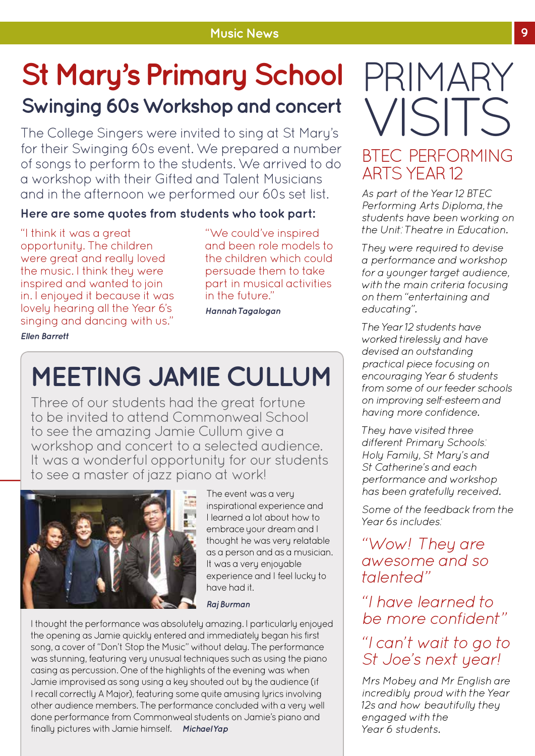# St Mary's Primary School

## Swinging 60s Workshop and concert

The College Singers were invited to sing at St Mary's for their Swinging 60s event. We prepared a number of songs to perform to the students. We arrived to do a workshop with their Gifted and Talent Musicians and in the afternoon we performed our 60s set list.

**Here are some quotes from students who took part:**

"I think it was a great opportunity. The children were great and really loved the music. I think they were inspired and wanted to join in. I enjoyed it because it was lovely hearing all the Year 6's singing and dancing with us."

***Ellen Barrett***

"We could've inspired and been role models to the children which could persuade them to take part in musical activities in the future."

***Hannah Tagalogan***

# MEETING JAMIE CULLUM

Three of our students had the great fortune to be invited to attend Commonweal School to see the amazing Jamie Cullum give a workshop and concert to a selected audience. It was a wonderful opportunity for our students to see a master of jazz piano at work!

The event was a very inspirational experience and I learned a lot about how to embrace your dream and I thought he was very relatable as a person and as a musician. It was a very enjoyable experience and I feel lucky to have had it.

***Raj Burman***

I thought the performance was absolutely amazing. I particularly enjoyed the opening as Jamie quickly entered and immediately began his first song, a cover of "Don't Stop the Music" without delay. The performance was stunning, featuring very unusual techniques such as using the piano casing as percussion. One of the highlights of the evening was when Jamie improvised as song using a key shouted out by the audience (if I recall correctly A Major), featuring some quite amusing lyrics involving other audience members. The performance concluded with a very well done performance from Commonweal students on Jamie's piano and finally pictures with Jamie himself. ***Michael Yap***

# PRIMARY VISITS

## BTEC PERFORMING ARTS YEAR 12

*As part of the Year 12 BTEC Performing Arts Diploma, the students have been working on the Unit: Theatre in Education.*

*They were required to devise a performance and workshop for a younger target audience, with the main criteria focusing on them "entertaining and educating".*

*The Year 12 students have worked tirelessly and have devised an outstanding practical piece focusing on encouraging Year 6 students from some of our feeder schools on improving self-esteem and having more confidence.*

*They have visited three different Primary Schools: Holy Family, St Mary's and St Catherine's and each performance and workshop has been gratefully received.*

*Some of the feedback from the Year 6s includes:*

*"Wow! They are awesome and so talented"*

*"I have learned to be more confident"*

*"I can't wait to go to St Joe's next year!*

*Mrs Mobey and Mr English are incredibly proud with the Year 12s and how beautifully they engaged with the Year 6 students.*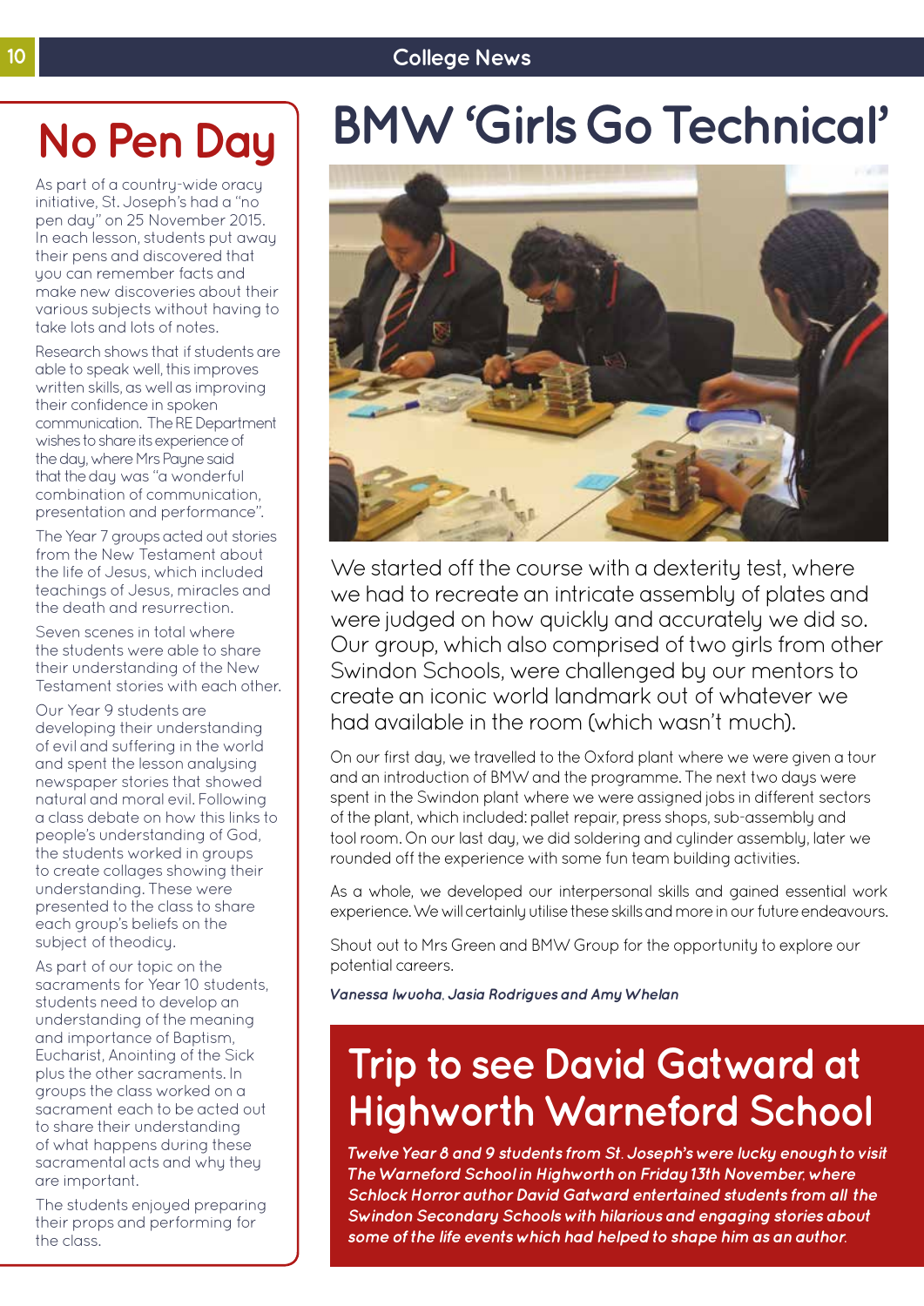# No Pen Day

As part of a country-wide oracy initiative, St. Joseph's had a "no pen day" on 25 November 2015. In each lesson, students put away their pens and discovered that you can remember facts and make new discoveries about their various subjects without having to take lots and lots of notes.

Research shows that if students are able to speak well, this improves written skills, as well as improving their confidence in spoken communication. The RE Department wishes to share its experience of the day, where Mrs Payne said that the day was "a wonderful combination of communication, presentation and performance".

The Year 7 groups acted out stories from the New Testament about the life of Jesus, which included teachings of Jesus, miracles and the death and resurrection.

Seven scenes in total where the students were able to share their understanding of the New Testament stories with each other.

Our Year 9 students are developing their understanding of evil and suffering in the world and spent the lesson analysing newspaper stories that showed natural and moral evil. Following a class debate on how this links to people's understanding of God, the students worked in groups to create collages showing their understanding. These were presented to the class to share each group's beliefs on the subject of theodicy.

As part of our topic on the sacraments for Year 10 students, students need to develop an understanding of the meaning and importance of Baptism, Eucharist, Anointing of the Sick plus the other sacraments. In groups the class worked on a sacrament each to be acted out to share their understanding of what happens during these sacramental acts and why they are important.

The students enjoyed preparing their props and performing for the class.

# BMW 'Girls Go Technical'

We started off the course with a dexterity test, where we had to recreate an intricate assembly of plates and were judged on how quickly and accurately we did so. Our group, which also comprised of two girls from other Swindon Schools, were challenged by our mentors to create an iconic world landmark out of whatever we had available in the room (which wasn't much).

On our first day, we travelled to the Oxford plant where we were given a tour and an introduction of BMW and the programme. The next two days were spent in the Swindon plant where we were assigned jobs in different sectors of the plant, which included: pallet repair, press shops, sub-assembly and tool room. On our last day, we did soldering and cylinder assembly, later we rounded off the experience with some fun team building activities.

As a whole, we developed our interpersonal skills and gained essential work experience. We will certainly utilise these skills and more in our future endeavours.

Shout out to Mrs Green and BMW Group for the opportunity to explore our potential careers.

***Vanessa Iwuoha, Jasia Rodrigues and Amy Whelan***

# Trip to see David Gatward at Highworth Warneford School

***Twelve Year 8 and 9 students from St. Joseph's were lucky enough to visit The Warneford School in Highworth on Friday 13th November, where Schlock Horror author David Gatward entertained students from all the Swindon Secondary Schools with hilarious and engaging stories about some of the life events which had helped to shape him as an author.***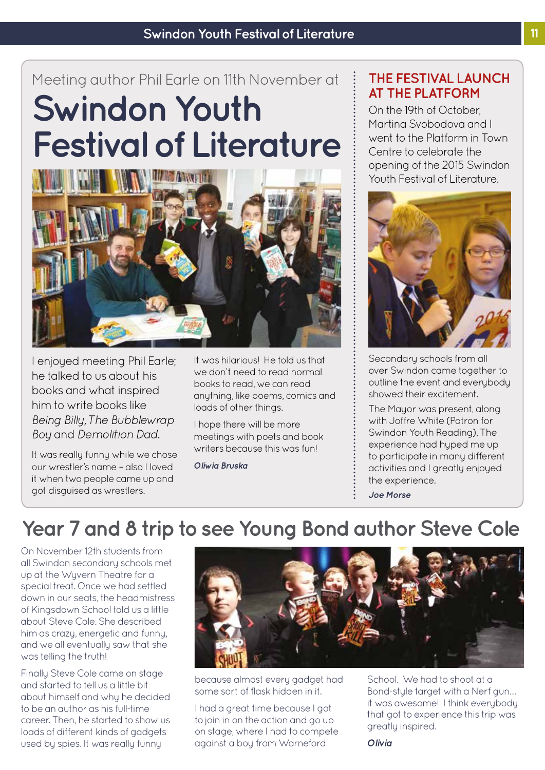Meeting author Phil Earle on 11th November at

# Swindon Youth Festival of Literature

I enjoyed meeting Phil Earle; he talked to us about his books and what inspired him to write books like *Being Billy*, *The Bubblewrap Boy* and *Demolition Dad*.

It was really funny while we chose our wrestler's name – also I loved it when two people came up and got disguised as wrestlers.

It was hilarious! He told us that we don't need to read normal books to read, we can read anything, like poems, comics and loads of other things.

I hope there will be more meetings with poets and book writers because this was fun!

***Oliwia Bruska***

## THE FESTIVAL LAUNCH AT THE PLATFORM

On the 19th of October, Martina Svobodova and I went to the Platform in Town Centre to celebrate the opening of the 2015 Swindon Youth Festival of Literature.

Secondary schools from all over Swindon came together to outline the event and everybody showed their excitement.

The Mayor was present, along with Joffre White (Patron for Swindon Youth Reading). The experience had hyped me up to participate in many different activities and I greatly enjoyed the experience.

***Joe Morse***

## Year 7 and 8 trip to see Young Bond author Steve Cole

On November 12th students from all Swindon secondary schools met up at the Wyvern Theatre for a special treat. Once we had settled down in our seats, the headmistress of Kingsdown School told us a little about Steve Cole. She described him as crazy, energetic and funny, and we all eventually saw that she was telling the truth!

Finally Steve Cole came on stage and started to tell us a little bit about himself and why he decided to be an author as his full-time career. Then, he started to show us loads of different kinds of gadgets used by spies. It was really funny because almost every gadget had some sort of flask hidden in it.

I had a great time because I got to join in on the action and go up on stage, where I had to compete against a boy from Warneford School. We had to shoot at a Bond-style target with a Nerf gun... it was awesome! I think everybody that got to experience this trip was greatly inspired.

***Olivia***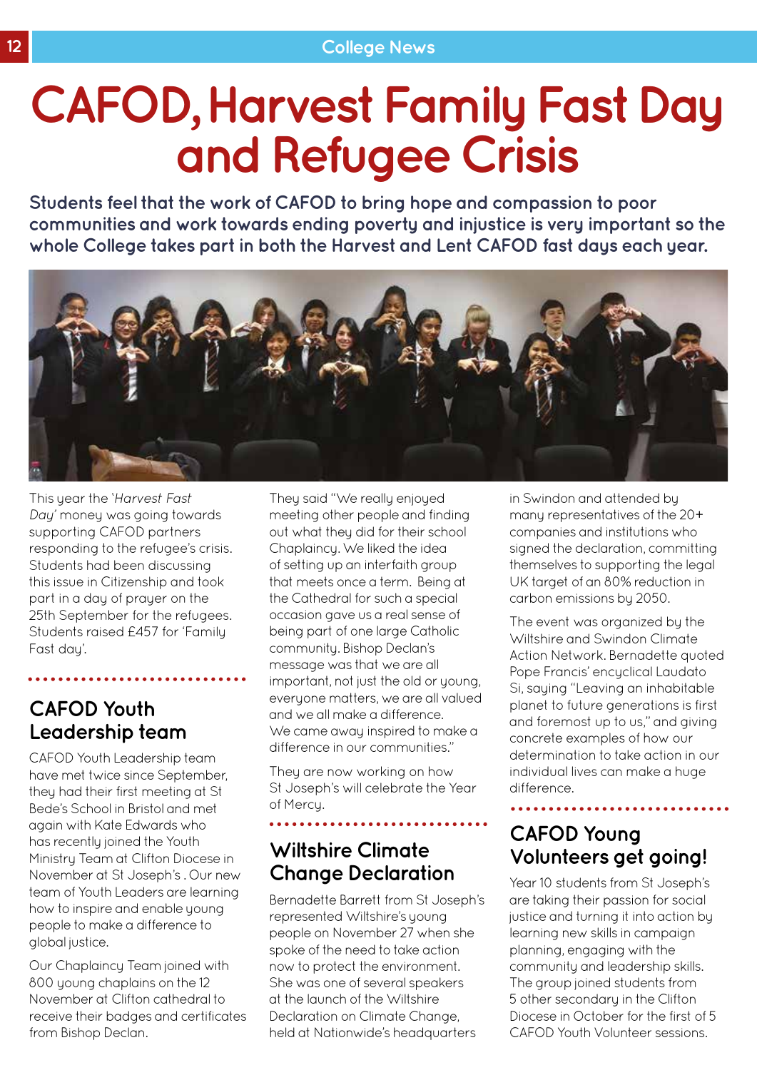# CAFOD, Harvest Family Fast Day and Refugee Crisis

**Students feel that the work of CAFOD to bring hope and compassion to poor communities and work towards ending poverty and injustice is very important so the whole College takes part in both the Harvest and Lent CAFOD fast days each year.**

This year the '*Harvest Fast Day*' money was going towards supporting CAFOD partners responding to the refugee's crisis. Students had been discussing this issue in Citizenship and took part in a day of prayer on the 25th September for the refugees. Students raised £457 for 'Family Fast day'.

## CAFOD Youth Leadership team

CAFOD Youth Leadership team have met twice since September, they had their first meeting at St Bede's School in Bristol and met again with Kate Edwards who has recently joined the Youth Ministry Team at Clifton Diocese in November at St Joseph's . Our new team of Youth Leaders are learning how to inspire and enable young people to make a difference to global justice.

Our Chaplaincy Team joined with 800 young chaplains on the 12 November at Clifton cathedral to receive their badges and certificates from Bishop Declan.

They said "We really enjoyed meeting other people and finding out what they did for their school Chaplaincy. We liked the idea of setting up an interfaith group that meets once a term. Being at the Cathedral for such a special occasion gave us a real sense of being part of one large Catholic community. Bishop Declan's message was that we are all important, not just the old or young, everyone matters, we are all valued and we all make a difference. We came away inspired to make a difference in our communities."

They are now working on how St Joseph's will celebrate the Year of Mercy.

## Wiltshire Climate Change Declaration

Bernadette Barrett from St Joseph's represented Wiltshire's young people on November 27 when she spoke of the need to take action now to protect the environment. She was one of several speakers at the launch of the Wiltshire Declaration on Climate Change, held at Nationwide's headquarters in Swindon and attended by many representatives of the 20+ companies and institutions who signed the declaration, committing themselves to supporting the legal UK target of an 80% reduction in carbon emissions by 2050.

The event was organized by the Wiltshire and Swindon Climate Action Network. Bernadette quoted Pope Francis' encyclical Laudato Si, saying "Leaving an inhabitable planet to future generations is first and foremost up to us," and giving concrete examples of how our determination to take action in our individual lives can make a huge difference.

## CAFOD Young Volunteers get going!

Year 10 students from St Joseph's are taking their passion for social justice and turning it into action by learning new skills in campaign planning, engaging with the community and leadership skills. The group joined students from 5 other secondary in the Clifton Diocese in October for the first of 5 CAFOD Youth Volunteer sessions.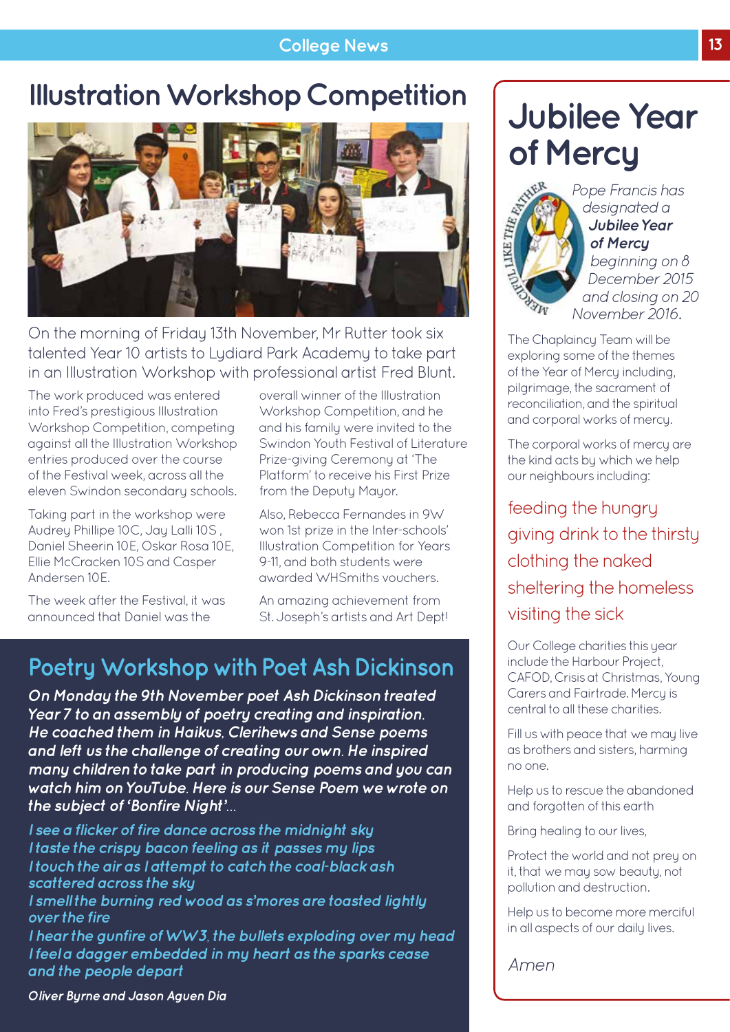# Illustration Workshop Competition

On the morning of Friday 13th November, Mr Rutter took six talented Year 10 artists to Lydiard Park Academy to take part in an Illustration Workshop with professional artist Fred Blunt.

The work produced was entered into Fred's prestigious Illustration Workshop Competition, competing against all the Illustration Workshop entries produced over the course of the Festival week, across all the eleven Swindon secondary schools.

Taking part in the workshop were Audrey Phillipe 10C, Jay Lalli 10S , Daniel Sheerin 10E, Oskar Rosa 10E, Ellie McCracken 10S and Casper Andersen 10E.

The week after the Festival, it was announced that Daniel was the overall winner of the Illustration Workshop Competition, and he and his family were invited to the Swindon Youth Festival of Literature Prize-giving Ceremony at 'The Platform' to receive his First Prize from the Deputy Mayor.

Also, Rebecca Fernandes in 9W won 1st prize in the Inter-schools' Illustration Competition for Years 9-11, and both students were awarded WHSmiths vouchers.

An amazing achievement from St. Joseph's artists and Art Dept!

## Poetry Workshop with Poet Ash Dickinson

***On Monday the 9th November poet Ash Dickinson treated Year 7 to an assembly of poetry creating and inspiration. He coached them in Haikus, Clerihews and Sense poems and left us the challenge of creating our own. He inspired many children to take part in producing poems and you can watch him on YouTube. Here is our Sense Poem we wrote on the subject of 'Bonfire Night'...***

***I see a flicker of fire dance across the midnight sky***
***I taste the crispy bacon feeling as it passes my lips***
***I touch the air as I attempt to catch the coal-black ash scattered across the sky***
***I smell the burning red wood as s'mores are toasted lightly over the fire***
***I hear the gunfire of WW3, the bullets exploding over my head***
***I feel a dagger embedded in my heart as the sparks cease and the people depart***

***Oliver Byrne and Jason Aguen Dia***

# Jubilee Year of Mercy

*Pope Francis has designated a* ***Jubilee Year of Mercy*** *beginning on 8 December 2015 and closing on 20 November 2016.*

The Chaplaincy Team will be exploring some of the themes of the Year of Mercy including, pilgrimage, the sacrament of reconciliation, and the spiritual and corporal works of mercy.

The corporal works of mercy are the kind acts by which we help our neighbours including:

feeding the hungry
giving drink to the thirsty
clothing the naked
sheltering the homeless
visiting the sick

Our College charities this year include the Harbour Project, CAFOD, Crisis at Christmas, Young Carers and Fairtrade. Mercy is central to all these charities.

Fill us with peace that we may live as brothers and sisters, harming no one.

Help us to rescue the abandoned and forgotten of this earth

Bring healing to our lives,

Protect the world and not prey on it, that we may sow beauty, not pollution and destruction.

Help us to become more merciful in all aspects of our daily lives.

*Amen*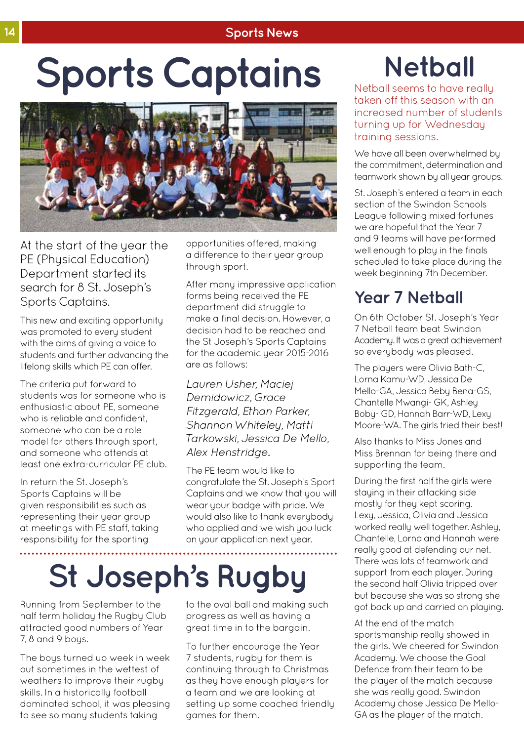# Sports Captains

At the start of the year the PE (Physical Education) Department started its search for 8 St. Joseph's Sports Captains.

This new and exciting opportunity was promoted to every student with the aims of giving a voice to students and further advancing the lifelong skills which PE can offer.

The criteria put forward to students was for someone who is enthusiastic about PE, someone who is reliable and confident, someone who can be a role model for others through sport, and someone who attends at least one extra-curricular PE club.

In return the St. Joseph's Sports Captains will be given responsibilities such as representing their year group at meetings with PE staff, taking responsibility for the sporting opportunities offered, making a difference to their year group through sport.

After many impressive application forms being received the PE department did struggle to make a final decision. However, a decision had to be reached and the St Joseph's Sports Captains for the academic year 2015-2016 are as follows:

*Lauren Usher, Maciej Demidowicz, Grace Fitzgerald, Ethan Parker, Shannon Whiteley, Matti Tarkowski, Jessica De Mello, Alex Henstridge.*

The PE team would like to congratulate the St. Joseph's Sport Captains and we know that you will wear your badge with pride. We would also like to thank everybody who applied and we wish you luck on your application next year.

# St Joseph's Rugby

Running from September to the half term holiday the Rugby Club attracted good numbers of Year 7, 8 and 9 boys.

The boys turned up week in week out sometimes in the wettest of weathers to improve their rugby skills. In a historically football dominated school, it was pleasing to see so many students taking to the oval ball and making such progress as well as having a great time in to the bargain.

To further encourage the Year 7 students, rugby for them is continuing through to Christmas as they have enough players for a team and we are looking at setting up some coached friendly games for them.

# Netball

Netball seems to have really taken off this season with an increased number of students turning up for Wednesday training sessions.

We have all been overwhelmed by the commitment, determination and teamwork shown by all year groups.

St. Joseph's entered a team in each section of the Swindon Schools League following mixed fortunes we are hopeful that the Year 7 and 9 teams will have performed well enough to play in the finals scheduled to take place during the week beginning 7th December.

## Year 7 Netball

On 6th October St. Joseph's Year 7 Netball team beat Swindon Academy. It was a great achievement so everybody was pleased.

The players were Olivia Bath-C, Lorna Kamu-WD, Jessica De Mello-GA, Jessica Beby Bena-GS, Chantelle Mwangi- GK, Ashley Boby- GD, Hannah Barr-WD, Lexy Moore-WA. The girls tried their best!

Also thanks to Miss Jones and Miss Brennan for being there and supporting the team.

During the first half the girls were staying in their attacking side mostly for they kept scoring. Lexy, Jessica, Olivia and Jessica worked really well together. Ashley, Chantelle, Lorna and Hannah were really good at defending our net. There was lots of teamwork and support from each player. During the second half Olivia tripped over but because she was so strong she got back up and carried on playing.

At the end of the match sportsmanship really showed in the girls. We cheered for Swindon Academy. We choose the Goal Defence from their team to be the player of the match because she was really good. Swindon Academy chose Jessica De Mello-GA as the player of the match.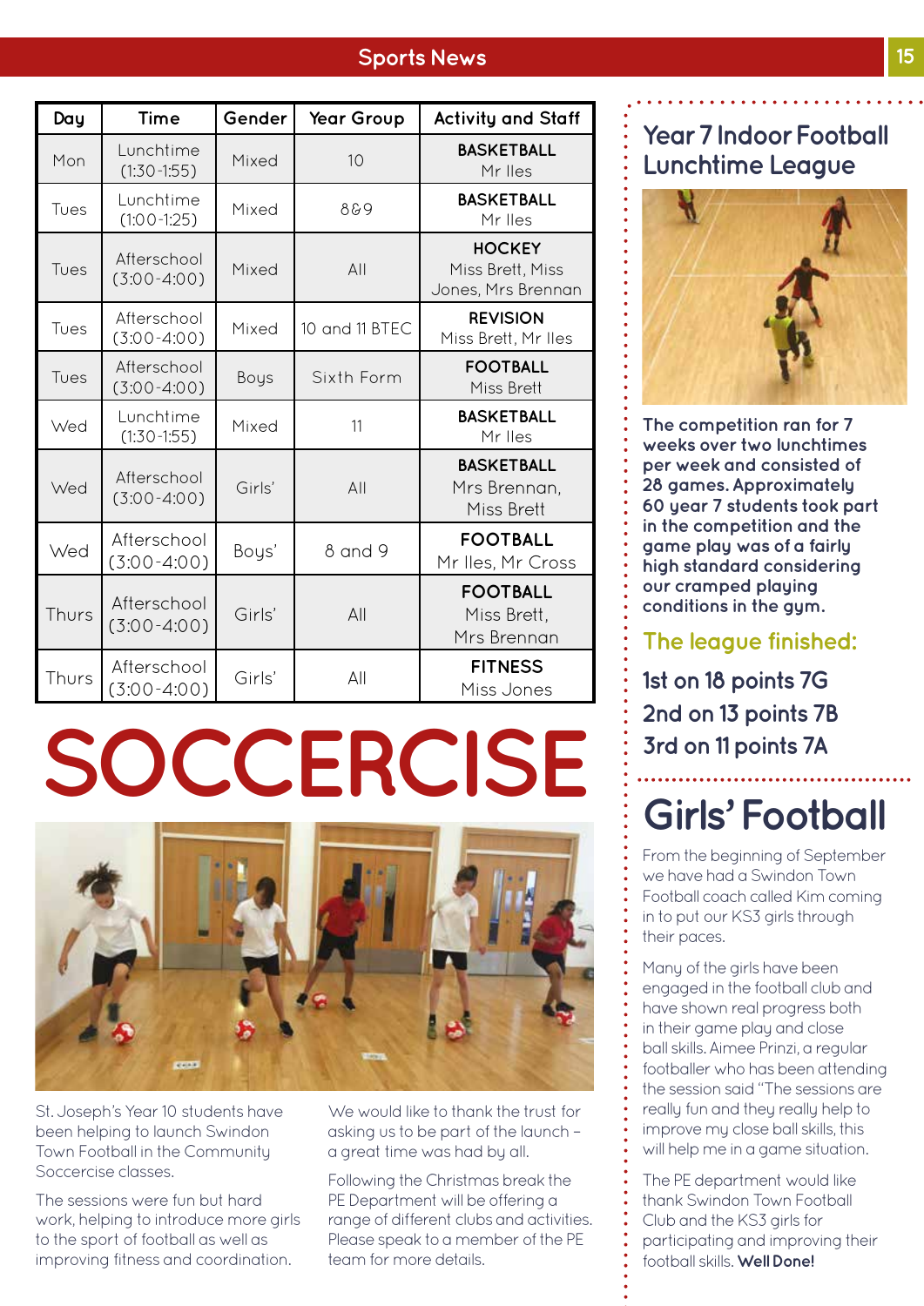## Sports News

| Day | Time | Gender | Year Group | Activity and Staff |
|---|---|---|---|---|
| Mon | Lunchtime (1:30-1:55) | Mixed | 10 | **BASKETBALL** Mr Iles |
| Tues | Lunchtime (1:00-1:25) | Mixed | 8&9 | **BASKETBALL** Mr Iles |
| Tues | Afterschool (3:00-4:00) | Mixed | All | **HOCKEY** Miss Brett, Miss Jones, Mrs Brennan |
| Tues | Afterschool (3:00-4:00) | Mixed | 10 and 11 BTEC | **REVISION** Miss Brett, Mr Iles |
| Tues | Afterschool (3:00-4:00) | Boys | Sixth Form | **FOOTBALL** Miss Brett |
| Wed | Lunchtime (1:30-1:55) | Mixed | 11 | **BASKETBALL** Mr Iles |
| Wed | Afterschool (3:00-4:00) | Girls' | All | **BASKETBALL** Mrs Brennan, Miss Brett |
| Wed | Afterschool (3:00-4:00) | Boys' | 8 and 9 | **FOOTBALL** Mr Iles, Mr Cross |
| Thurs | Afterschool (3:00-4:00) | Girls' | All | **FOOTBALL** Miss Brett, Mrs Brennan |
| Thurs | Afterschool (3:00-4:00) | Girls' | All | **FITNESS** Miss Jones |

# SOCCERCISE

St. Joseph's Year 10 students have been helping to launch Swindon Town Football in the Community Soccercise classes.

The sessions were fun but hard work, helping to introduce more girls to the sport of football as well as improving fitness and coordination.

We would like to thank the trust for asking us to be part of the launch – a great time was had by all.

Following the Christmas break the PE Department will be offering a range of different clubs and activities. Please speak to a member of the PE team for more details.

## Year 7 Indoor Football Lunchtime League

**The competition ran for 7 weeks over two lunchtimes per week and consisted of 28 games. Approximately 60 year 7 students took part in the competition and the game play was of a fairly high standard considering our cramped playing conditions in the gym.**

### The league finished:

**1st on 18 points 7G**

**2nd on 13 points 7B**

**3rd on 11 points 7A**

## Girls' Football

From the beginning of September we have had a Swindon Town Football coach called Kim coming in to put our KS3 girls through their paces.

Many of the girls have been engaged in the football club and have shown real progress both in their game play and close ball skills. Aimee Prinzi, a regular footballer who has been attending the session said "The sessions are really fun and they really help to improve my close ball skills, this will help me in a game situation.

The PE department would like thank Swindon Town Football Club and the KS3 girls for participating and improving their football skills. **Well Done!**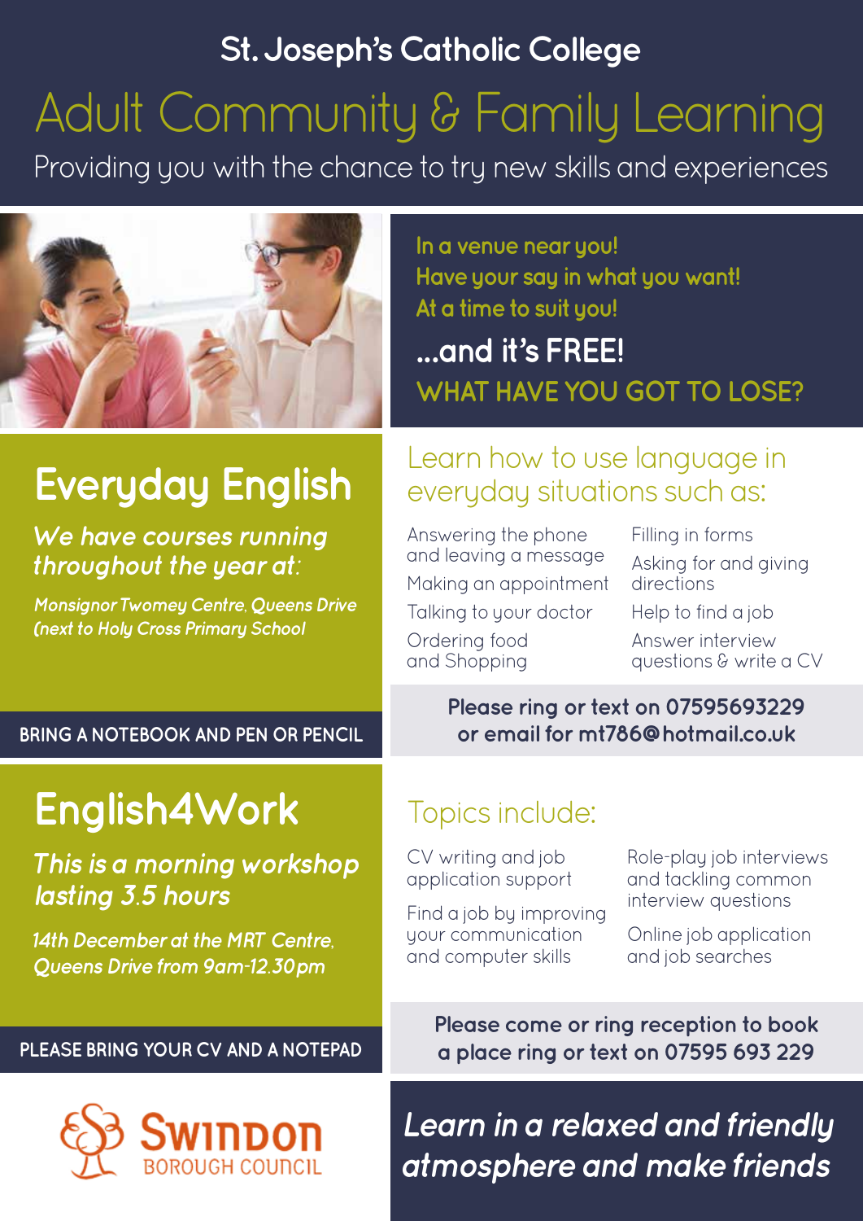## St. Joseph's Catholic College

# Adult Community & Family Learning

Providing you with the chance to try new skills and experiences

**In a venue near you!**
**Have your say in what you want!**
**At a time to suit you!**

**...and it's FREE!**

**WHAT HAVE YOU GOT TO LOSE?**

## Everyday English

***We have courses running throughout the year at:***

***Monsignor Twomey Centre, Queens Drive (next to Holy Cross Primary School***

**BRING A NOTEBOOK AND PEN OR PENCIL**

### Learn how to use language in everyday situations such as:

- Answering the phone and leaving a message
- Making an appointment
- Talking to your doctor
- Ordering food and Shopping
- Filling in forms
- Asking for and giving directions
- Help to find a job
- Answer interview questions & write a CV

**Please ring or text on 07595693229 or email for mt786@hotmail.co.uk**

## English4Work

***This is a morning workshop lasting 3.5 hours***

***14th December at the MRT Centre, Queens Drive from 9am-12.30pm***

**PLEASE BRING YOUR CV AND A NOTEPAD**

### Topics include:

- CV writing and job application support
- Find a job by improving your communication and computer skills
- Role-play job interviews and tackling common interview questions
- Online job application and job searches

**Please come or ring reception to book a place ring or text on 07595 693 229**

Swindon Borough Council

***Learn in a relaxed and friendly atmosphere and make friends***